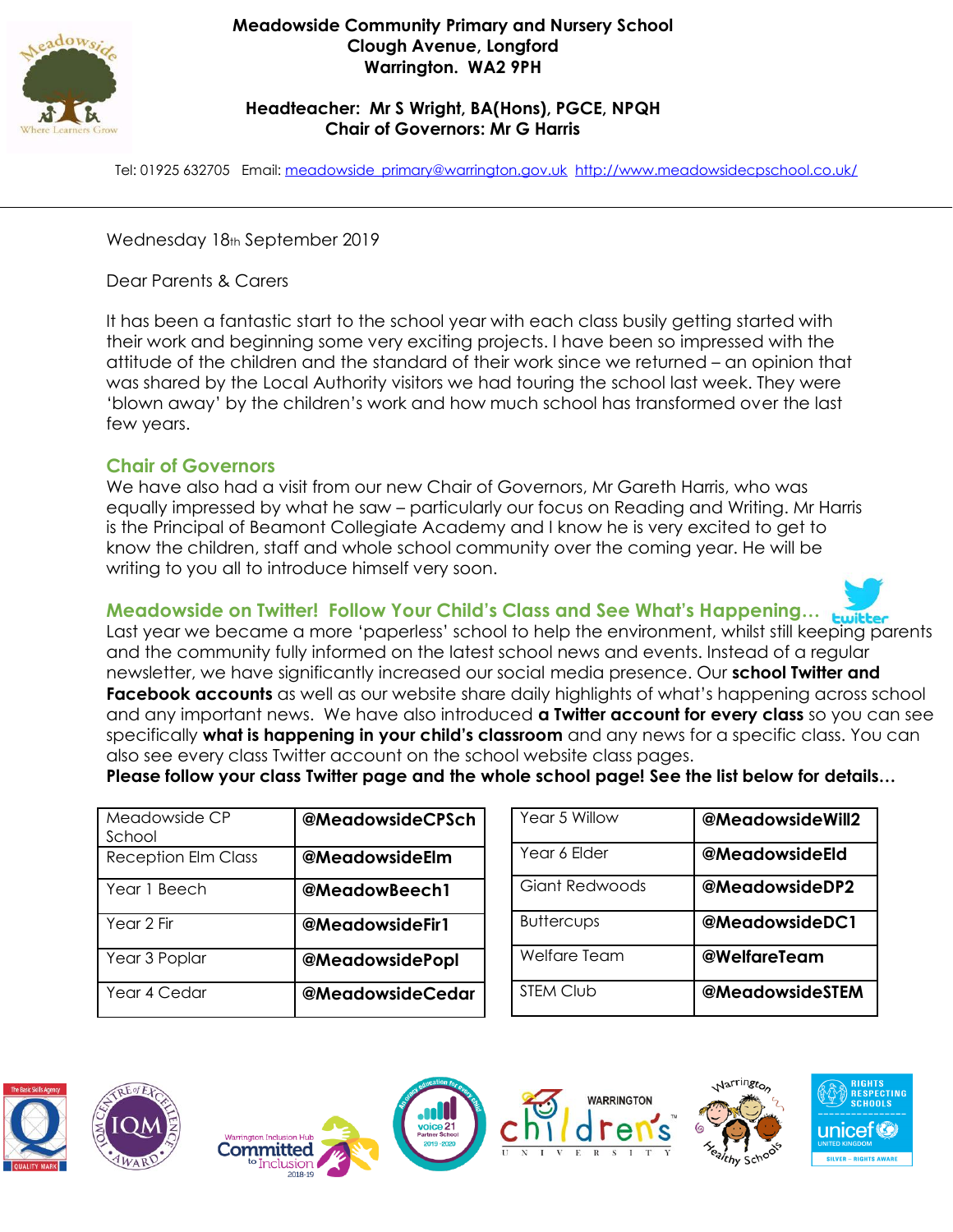# Meadowside Community Primary and Nursery School

**Clough Avenue, Longford**
**Warrington. WA2 9PH**

**Headteacher: Mr S Wright, BA(Hons), PGCE, NPQH**
**Chair of Governors: Mr G Harris**

Tel: 01925 632705 Email: meadowside_primary@warrington.gov.uk http://www.meadowsidecpschool.co.uk/

---

Wednesday 18th September 2019

Dear Parents & Carers

It has been a fantastic start to the school year with each class busily getting started with their work and beginning some very exciting projects. I have been so impressed with the attitude of the children and the standard of their work since we returned – an opinion that was shared by the Local Authority visitors we had touring the school last week. They were 'blown away' by the children's work and how much school has transformed over the last few years.

## Chair of Governors

We have also had a visit from our new Chair of Governors, Mr Gareth Harris, who was equally impressed by what he saw – particularly our focus on Reading and Writing. Mr Harris is the Principal of Beamont Collegiate Academy and I know he is very excited to get to know the children, staff and whole school community over the coming year. He will be writing to you all to introduce himself very soon.

## Meadowside on Twitter! Follow Your Child's Class and See What's Happening…

Last year we became a more 'paperless' school to help the environment, whilst still keeping parents and the community fully informed on the latest school news and events. Instead of a regular newsletter, we have significantly increased our social media presence. Our **school Twitter and Facebook accounts** as well as our website share daily highlights of what's happening across school and any important news. We have also introduced **a Twitter account for every class** so you can see specifically **what is happening in your child's classroom** and any news for a specific class. You can also see every class Twitter account on the school website class pages.

**Please follow your class Twitter page and the whole school page! See the list below for details…**

| Class | Twitter |
|---|---|
| Meadowside CP School | **@MeadowsideCPSch** |
| Reception Elm Class | **@MeadowsideElm** |
| Year 1 Beech | **@MeadowBeech1** |
| Year 2 Fir | **@MeadowsideFir1** |
| Year 3 Poplar | **@MeadowsidePopl** |
| Year 4 Cedar | **@MeadowsideCedar** |
| Year 5 Willow | **@MeadowsideWill2** |
| Year 6 Elder | **@MeadowsideEld** |
| Giant Redwoods | **@MeadowsideDP2** |
| Buttercups | **@MeadowsideDC1** |
| Welfare Team | **@WelfareTeam** |
| STEM Club | **@MeadowsideSTEM** |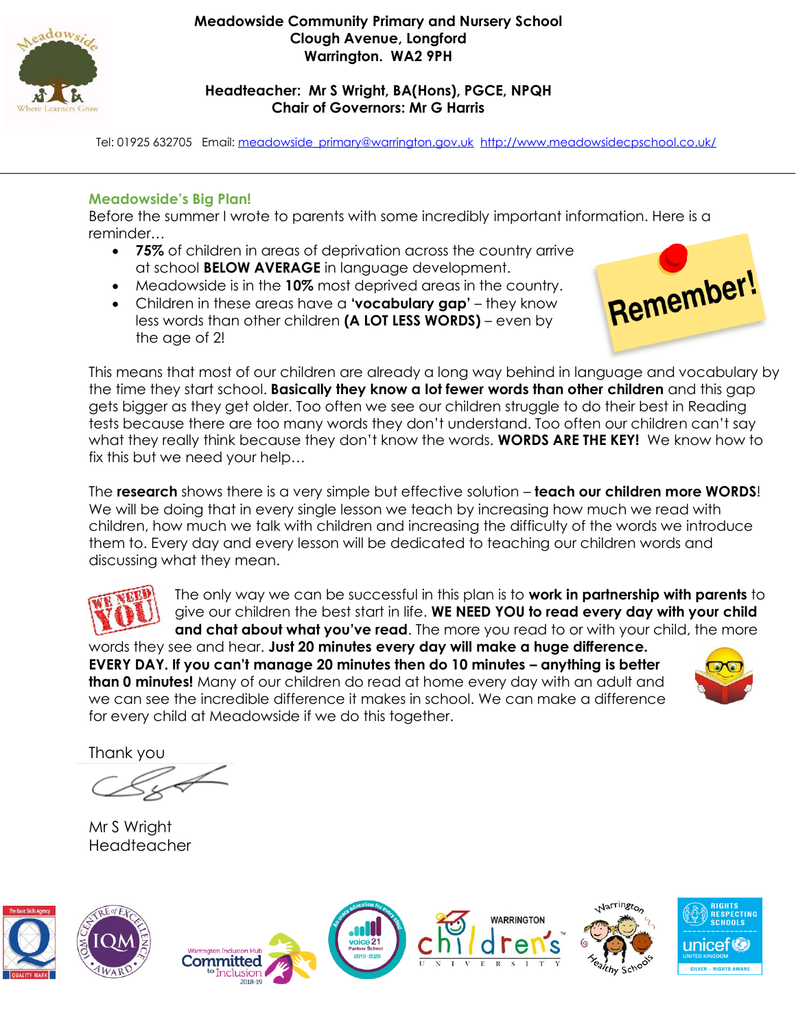**Meadowside Community Primary and Nursery School**
**Clough Avenue, Longford**
**Warrington. WA2 9PH**

**Headteacher: Mr S Wright, BA(Hons), PGCE, NPQH**
**Chair of Governors: Mr G Harris**

Tel: 01925 632705 Email: meadowside_primary@warrington.gov.uk http://www.meadowsidecpschool.co.uk/

## Meadowside's Big Plan!

Before the summer I wrote to parents with some incredibly important information. Here is a reminder…

- **75%** of children in areas of deprivation across the country arrive at school **BELOW AVERAGE** in language development.
- Meadowside is in the **10%** most deprived areas in the country.
- Children in these areas have a **'vocabulary gap'** – they know less words than other children **(A LOT LESS WORDS)** – even by the age of 2!

Remember!

This means that most of our children are already a long way behind in language and vocabulary by the time they start school. **Basically they know a lot fewer words than other children** and this gap gets bigger as they get older. Too often we see our children struggle to do their best in Reading tests because there are too many words they don't understand. Too often our children can't say what they really think because they don't know the words. **WORDS ARE THE KEY!** We know how to fix this but we need your help…

The **research** shows there is a very simple but effective solution – **teach our children more WORDS**! We will be doing that in every single lesson we teach by increasing how much we read with children, how much we talk with children and increasing the difficulty of the words we introduce them to. Every day and every lesson will be dedicated to teaching our children words and discussing what they mean.

WE NEED YOU

The only way we can be successful in this plan is to **work in partnership with parents** to give our children the best start in life. **WE NEED YOU to read every day with your child and chat about what you've read**. The more you read to or with your child, the more words they see and hear. **Just 20 minutes every day will make a huge difference. EVERY DAY. If you can't manage 20 minutes then do 10 minutes – anything is better than 0 minutes!** Many of our children do read at home every day with an adult and we can see the incredible difference it makes in school. We can make a difference for every child at Meadowside if we do this together.

Thank you

Mr S Wright
Headteacher